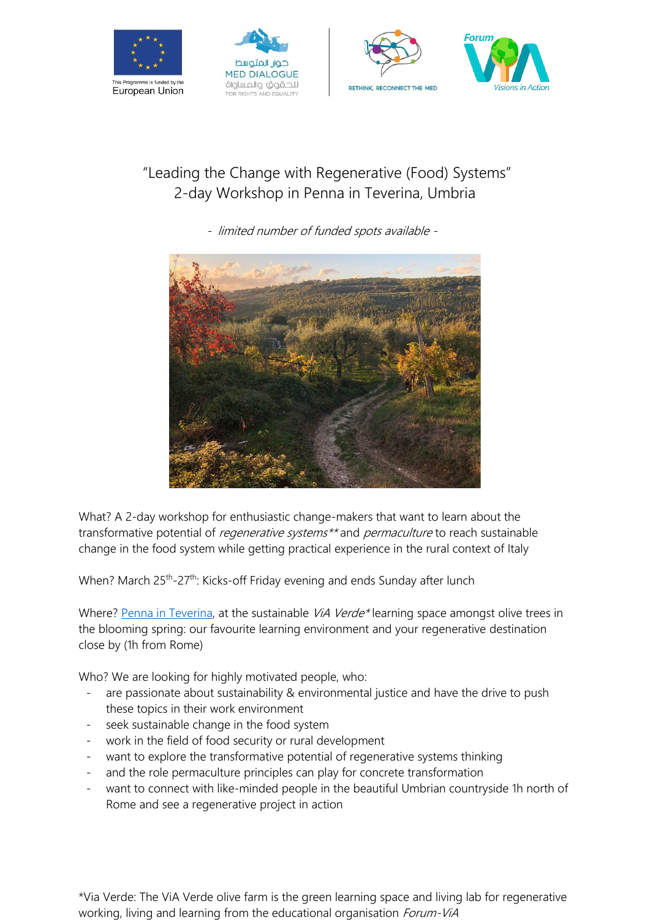This Programme is funded by the European Union

حوار المتوسط
MED DIALOGUE
للحقوق والمساواة
FOR RIGHTS AND EQUALITY

RETHINK, RECONNECT THE MED

Forum ViA Visions in Action

# "Leading the Change with Regenerative (Food) Systems"
## 2-day Workshop in Penna in Teverina, Umbria

*- limited number of funded spots available -*

What? A 2-day workshop for enthusiastic change-makers that want to learn about the transformative potential of *regenerative systems*** and *permaculture* to reach sustainable change in the food system while getting practical experience in the rural context of Italy

When? March 25th-27th: Kicks-off Friday evening and ends Sunday after lunch

Where? [Penna in Teverina](), at the sustainable *ViA Verde** learning space amongst olive trees in the blooming spring: our favourite learning environment and your regenerative destination close by (1h from Rome)

Who? We are looking for highly motivated people, who:

- are passionate about sustainability & environmental justice and have the drive to push these topics in their work environment
- seek sustainable change in the food system
- work in the field of food security or rural development
- want to explore the transformative potential of regenerative systems thinking
- and the role permaculture principles can play for concrete transformation
- want to connect with like-minded people in the beautiful Umbrian countryside 1h north of Rome and see a regenerative project in action

*Via Verde: The ViA Verde olive farm is the green learning space and living lab for regenerative working, living and learning from the educational organisation *Forum-ViA*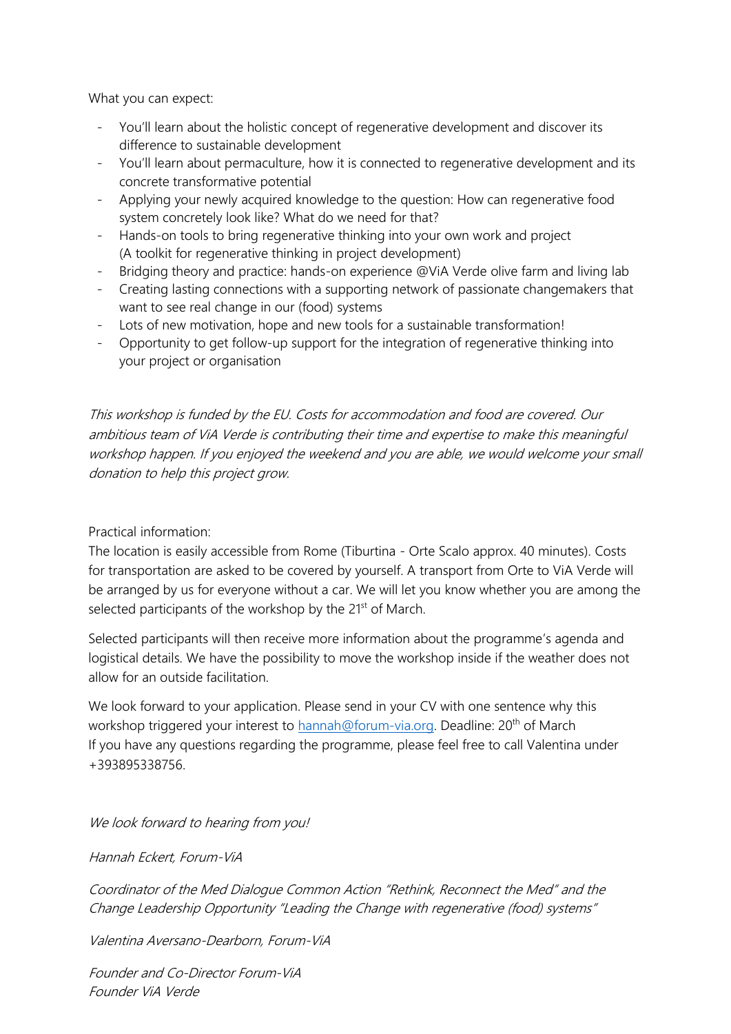What you can expect:

- You'll learn about the holistic concept of regenerative development and discover its difference to sustainable development
- You'll learn about permaculture, how it is connected to regenerative development and its concrete transformative potential
- Applying your newly acquired knowledge to the question: How can regenerative food system concretely look like? What do we need for that?
- Hands-on tools to bring regenerative thinking into your own work and project (A toolkit for regenerative thinking in project development)
- Bridging theory and practice: hands-on experience @ViA Verde olive farm and living lab
- Creating lasting connections with a supporting network of passionate changemakers that want to see real change in our (food) systems
- Lots of new motivation, hope and new tools for a sustainable transformation!
- Opportunity to get follow-up support for the integration of regenerative thinking into your project or organisation

*This workshop is funded by the EU. Costs for accommodation and food are covered. Our ambitious team of ViA Verde is contributing their time and expertise to make this meaningful workshop happen. If you enjoyed the weekend and you are able, we would welcome your small donation to help this project grow.*

Practical information:
The location is easily accessible from Rome (Tiburtina - Orte Scalo approx. 40 minutes). Costs for transportation are asked to be covered by yourself. A transport from Orte to ViA Verde will be arranged by us for everyone without a car. We will let you know whether you are among the selected participants of the workshop by the 21st of March.

Selected participants will then receive more information about the programme's agenda and logistical details. We have the possibility to move the workshop inside if the weather does not allow for an outside facilitation.

We look forward to your application. Please send in your CV with one sentence why this workshop triggered your interest to [hannah@forum-via.org](mailto:hannah@forum-via.org). Deadline: 20th of March
If you have any questions regarding the programme, please feel free to call Valentina under +393895338756.

*We look forward to hearing from you!*

*Hannah Eckert, Forum-ViA*

*Coordinator of the Med Dialogue Common Action "Rethink, Reconnect the Med" and the Change Leadership Opportunity "Leading the Change with regenerative (food) systems"*

*Valentina Aversano-Dearborn, Forum-ViA*

*Founder and Co-Director Forum-ViA*
*Founder ViA Verde*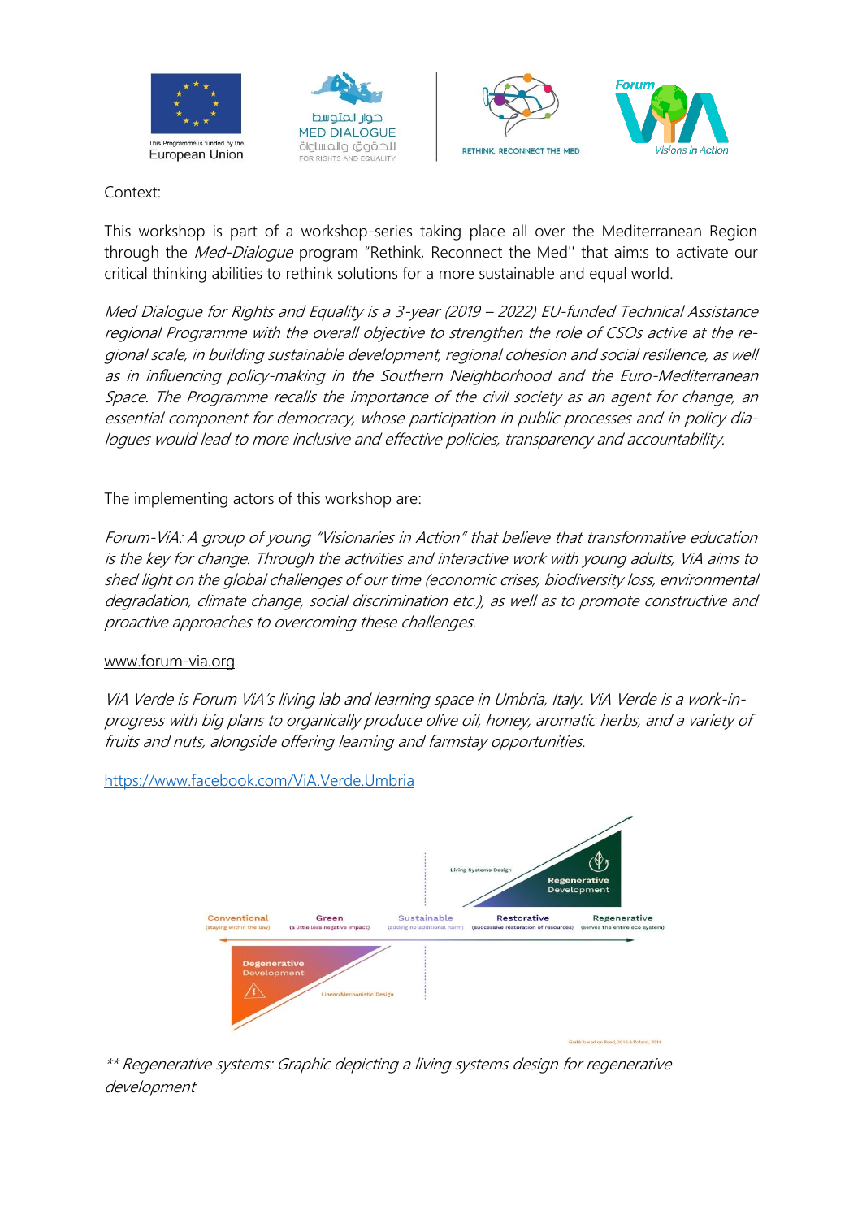This Programme is funded by the European Union

حوار المتوسط
MED DIALOGUE
للحقوق والمساواة
FOR RIGHTS AND EQUALITY

RETHINK, RECONNECT THE MED

Forum ViA Visions in Action

Context:

This workshop is part of a workshop-series taking place all over the Mediterranean Region through the *Med-Dialogue* program "Rethink, Reconnect the Med'' that aim:s to activate our critical thinking abilities to rethink solutions for a more sustainable and equal world.

*Med Dialogue for Rights and Equality is a 3-year (2019 – 2022) EU-funded Technical Assistance regional Programme with the overall objective to strengthen the role of CSOs active at the regional scale, in building sustainable development, regional cohesion and social resilience, as well as in influencing policy-making in the Southern Neighborhood and the Euro-Mediterranean Space. The Programme recalls the importance of the civil society as an agent for change, an essential component for democracy, whose participation in public processes and in policy dialogues would lead to more inclusive and effective policies, transparency and accountability.*

The implementing actors of this workshop are:

*Forum-ViA: A group of young "Visionaries in Action" that believe that transformative education is the key for change. Through the activities and interactive work with young adults, ViA aims to shed light on the global challenges of our time (economic crises, biodiversity loss, environmental degradation, climate change, social discrimination etc.), as well as to promote constructive and proactive approaches to overcoming these challenges.*

www.forum-via.org

*ViA Verde is Forum ViA's living lab and learning space in Umbria, Italy. ViA Verde is a work-in-progress with big plans to organically produce olive oil, honey, aromatic herbs, and a variety of fruits and nuts, alongside offering learning and farmstay opportunities.*

https://www.facebook.com/ViA.Verde.Umbria

Living Systems Design
Regenerative Development
Conventional (staying within the law)
Green (a little less negative impact)
Sustainable (adding no additional harm)
Restorative (successive restoration of resources)
Regenerative (serves the entire eco system)
Degenerative Development
Linear/Mechanistic Design
Grafik based on Reed, 2016 & Roland, 2018

*** Regenerative systems: Graphic depicting a living systems design for regenerative development*